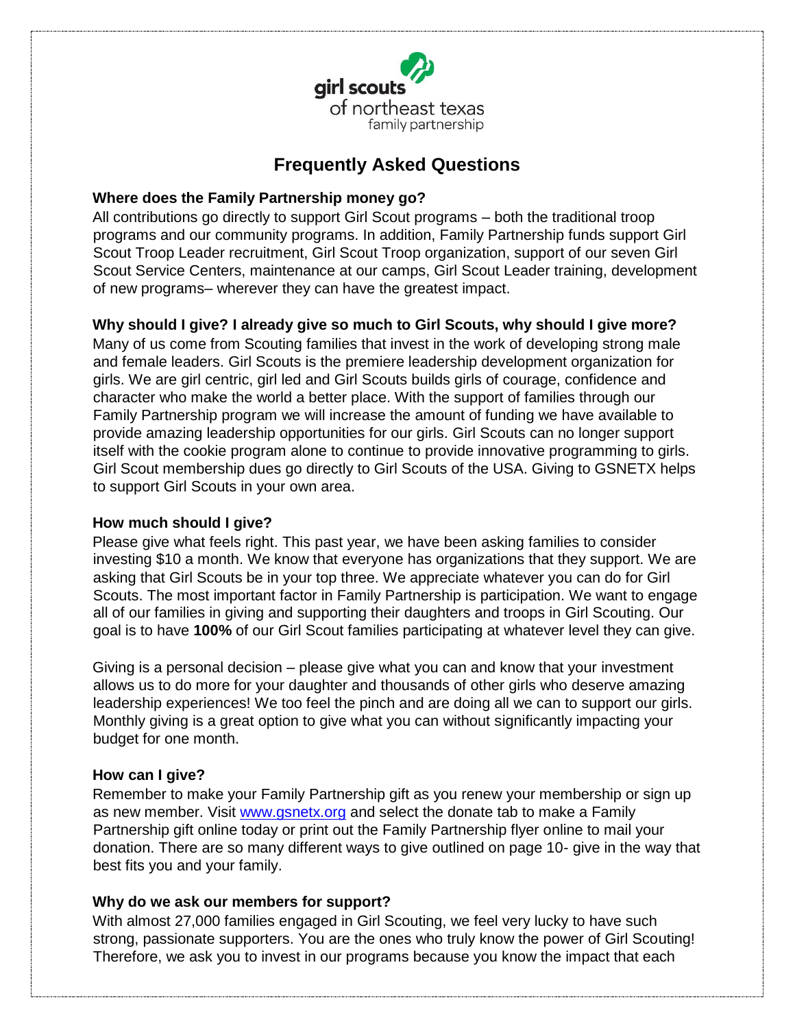girl scouts
of northeast texas
family partnership

# Frequently Asked Questions

**Where does the Family Partnership money go?**

All contributions go directly to support Girl Scout programs – both the traditional troop programs and our community programs. In addition, Family Partnership funds support Girl Scout Troop Leader recruitment, Girl Scout Troop organization, support of our seven Girl Scout Service Centers, maintenance at our camps, Girl Scout Leader training, development of new programs– wherever they can have the greatest impact.

**Why should I give? I already give so much to Girl Scouts, why should I give more?**

Many of us come from Scouting families that invest in the work of developing strong male and female leaders. Girl Scouts is the premiere leadership development organization for girls. We are girl centric, girl led and Girl Scouts builds girls of courage, confidence and character who make the world a better place. With the support of families through our Family Partnership program we will increase the amount of funding we have available to provide amazing leadership opportunities for our girls. Girl Scouts can no longer support itself with the cookie program alone to continue to provide innovative programming to girls. Girl Scout membership dues go directly to Girl Scouts of the USA. Giving to GSNETX helps to support Girl Scouts in your own area.

**How much should I give?**

Please give what feels right. This past year, we have been asking families to consider investing $10 a month. We know that everyone has organizations that they support. We are asking that Girl Scouts be in your top three. We appreciate whatever you can do for Girl Scouts. The most important factor in Family Partnership is participation. We want to engage all of our families in giving and supporting their daughters and troops in Girl Scouting. Our goal is to have **100%** of our Girl Scout families participating at whatever level they can give.

Giving is a personal decision – please give what you can and know that your investment allows us to do more for your daughter and thousands of other girls who deserve amazing leadership experiences! We too feel the pinch and are doing all we can to support our girls. Monthly giving is a great option to give what you can without significantly impacting your budget for one month.

**How can I give?**

Remember to make your Family Partnership gift as you renew your membership or sign up as new member. Visit [www.gsnetx.org](www.gsnetx.org) and select the donate tab to make a Family Partnership gift online today or print out the Family Partnership flyer online to mail your donation. There are so many different ways to give outlined on page 10- give in the way that best fits you and your family.

**Why do we ask our members for support?**

With almost 27,000 families engaged in Girl Scouting, we feel very lucky to have such strong, passionate supporters. You are the ones who truly know the power of Girl Scouting! Therefore, we ask you to invest in our programs because you know the impact that each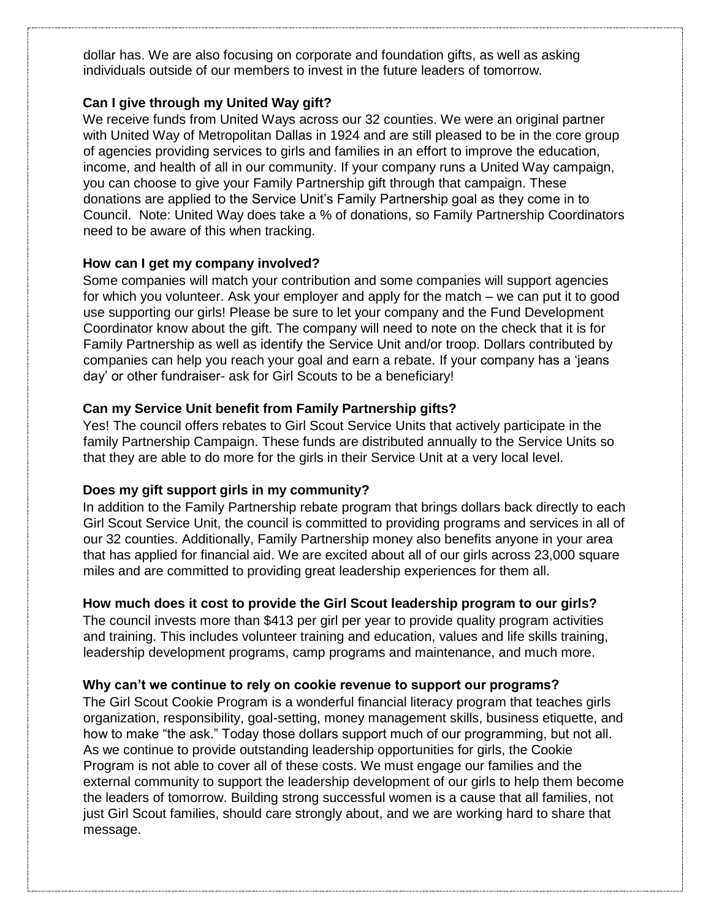dollar has. We are also focusing on corporate and foundation gifts, as well as asking individuals outside of our members to invest in the future leaders of tomorrow.

**Can I give through my United Way gift?**

We receive funds from United Ways across our 32 counties. We were an original partner with United Way of Metropolitan Dallas in 1924 and are still pleased to be in the core group of agencies providing services to girls and families in an effort to improve the education, income, and health of all in our community. If your company runs a United Way campaign, you can choose to give your Family Partnership gift through that campaign. These donations are applied to the Service Unit's Family Partnership goal as they come in to Council. Note: United Way does take a % of donations, so Family Partnership Coordinators need to be aware of this when tracking.

**How can I get my company involved?**

Some companies will match your contribution and some companies will support agencies for which you volunteer. Ask your employer and apply for the match – we can put it to good use supporting our girls! Please be sure to let your company and the Fund Development Coordinator know about the gift. The company will need to note on the check that it is for Family Partnership as well as identify the Service Unit and/or troop. Dollars contributed by companies can help you reach your goal and earn a rebate. If your company has a 'jeans day' or other fundraiser- ask for Girl Scouts to be a beneficiary!

**Can my Service Unit benefit from Family Partnership gifts?**

Yes! The council offers rebates to Girl Scout Service Units that actively participate in the family Partnership Campaign. These funds are distributed annually to the Service Units so that they are able to do more for the girls in their Service Unit at a very local level.

**Does my gift support girls in my community?**

In addition to the Family Partnership rebate program that brings dollars back directly to each Girl Scout Service Unit, the council is committed to providing programs and services in all of our 32 counties. Additionally, Family Partnership money also benefits anyone in your area that has applied for financial aid. We are excited about all of our girls across 23,000 square miles and are committed to providing great leadership experiences for them all.

**How much does it cost to provide the Girl Scout leadership program to our girls?**

The council invests more than $413 per girl per year to provide quality program activities and training. This includes volunteer training and education, values and life skills training, leadership development programs, camp programs and maintenance, and much more.

**Why can't we continue to rely on cookie revenue to support our programs?**

The Girl Scout Cookie Program is a wonderful financial literacy program that teaches girls organization, responsibility, goal-setting, money management skills, business etiquette, and how to make "the ask." Today those dollars support much of our programming, but not all. As we continue to provide outstanding leadership opportunities for girls, the Cookie Program is not able to cover all of these costs. We must engage our families and the external community to support the leadership development of our girls to help them become the leaders of tomorrow. Building strong successful women is a cause that all families, not just Girl Scout families, should care strongly about, and we are working hard to share that message.